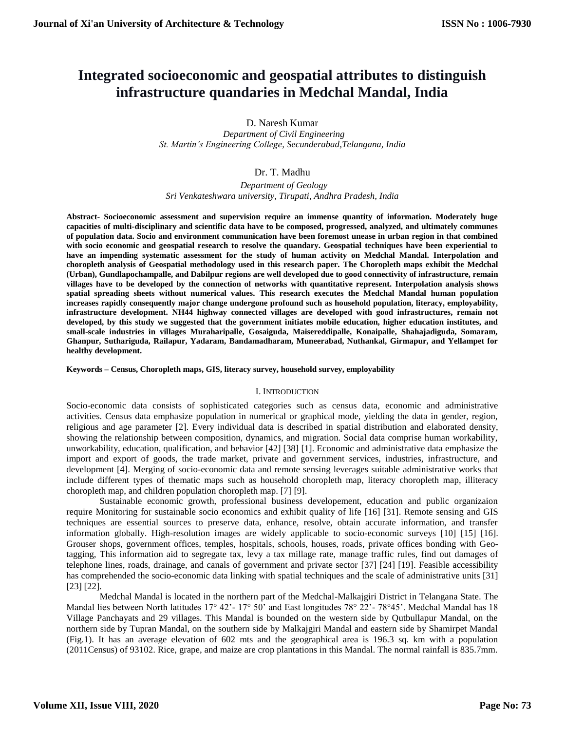# Integrated socioeconomic and geospatial attributes to distinguish infrastructure quandaries in Medchal Mandal, India

D. Naresh Kumar

*Department of Civil Engineering*
*St. Martin's Engineering College, Secunderabad,Telangana, India*

Dr. T. Madhu

*Department of Geology*
*Sri Venkateshwara university, Tirupati, Andhra Pradesh, India*

**Abstract- Socioeconomic assessment and supervision require an immense quantity of information. Moderately huge capacities of multi-disciplinary and scientific data have to be composed, progressed, analyzed, and ultimately communes of population data. Socio and environment communication have been foremost unease in urban region in that combined with socio economic and geospatial research to resolve the quandary. Geospatial techniques have been experiential to have an impending systematic assessment for the study of human activity on Medchal Mandal. Interpolation and choropleth analysis of Geospatial methodology used in this research paper. The Choropleth maps exhibit the Medchal (Urban), Gundlapochampalle, and Dabilpur regions are well developed due to good connectivity of infrastructure, remain villages have to be developed by the connection of networks with quantitative represent. Interpolation analysis shows spatial spreading sheets without numerical values. This research executes the Medchal Mandal human population increases rapidly consequently major change undergone profound such as household population, literacy, employability, infrastructure development. NH44 highway connected villages are developed with good infrastructures, remain not developed, by this study we suggested that the government initiates mobile education, higher education institutes, and small-scale industries in villages Muraharipalle, Gosaiguda, Maisereddipalle, Konaipalle, Shahajadiguda, Somaram, Ghanpur, Suthariguda, Railapur, Yadaram, Bandamadharam, Muneerabad, Nuthankal, Girmapur, and Yellampet for healthy development.**

**Keywords – Census, Choropleth maps, GIS, literacy survey, household survey, employability**

## I. Introduction

Socio-economic data consists of sophisticated categories such as census data, economic and administrative activities. Census data emphasize population in numerical or graphical mode, yielding the data in gender, region, religious and age parameter [2]. Every individual data is described in spatial distribution and elaborated density, showing the relationship between composition, dynamics, and migration. Social data comprise human workability, unworkability, education, qualification, and behavior [42] [38] [1]. Economic and administrative data emphasize the import and export of goods, the trade market, private and government services, industries, infrastructure, and development [4]. Merging of socio-economic data and remote sensing leverages suitable administrative works that include different types of thematic maps such as household choropleth map, literacy choropleth map, illiteracy choropleth map, and children population choropleth map. [7] [9].

Sustainable economic growth, professional business developement, education and public organizaion require Monitoring for sustainable socio economics and exhibit quality of life [16] [31]. Remote sensing and GIS techniques are essential sources to preserve data, enhance, resolve, obtain accurate information, and transfer information globally. High-resolution images are widely applicable to socio-economic surveys [10] [15] [16]. Grouser shops, government offices, temples, hospitals, schools, houses, roads, private offices bonding with Geo-tagging, This information aid to segregate tax, levy a tax millage rate, manage traffic rules, find out damages of telephone lines, roads, drainage, and canals of government and private sector [37] [24] [19]. Feasible accessibility has comprehended the socio-economic data linking with spatial techniques and the scale of administrative units [31] [23] [22].

Medchal Mandal is located in the northern part of the Medchal-Malkajgiri District in Telangana State. The Mandal lies between North latitudes 17° 42'- 17° 50' and East longitudes 78° 22'- 78°45'. Medchal Mandal has 18 Village Panchayats and 29 villages. This Mandal is bounded on the western side by Qutbullapur Mandal, on the northern side by Tupran Mandal, on the southern side by Malkajgiri Mandal and eastern side by Shamirpet Mandal (Fig.1). It has an average elevation of 602 mts and the geographical area is 196.3 sq. km with a population (2011Census) of 93102. Rice, grape, and maize are crop plantations in this Mandal. The normal rainfall is 835.7mm.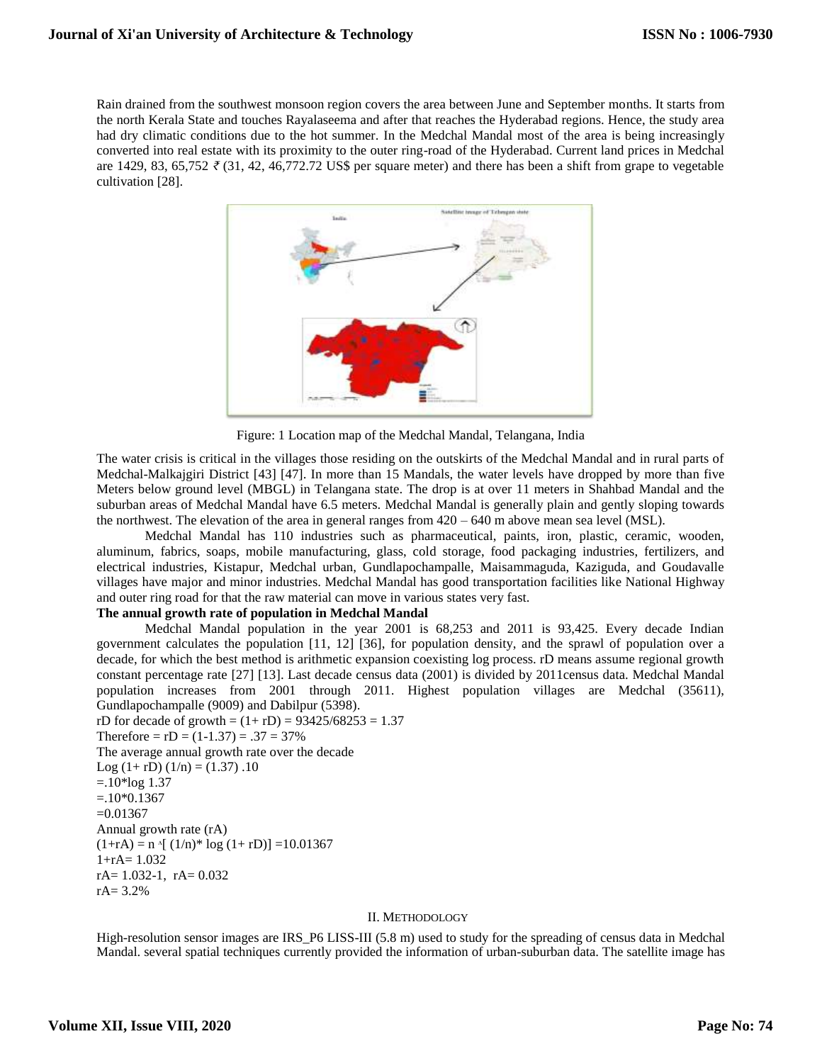Rain drained from the southwest monsoon region covers the area between June and September months. It starts from the north Kerala State and touches Rayalaseema and after that reaches the Hyderabad regions. Hence, the study area had dry climatic conditions due to the hot summer. In the Medchal Mandal most of the area is being increasingly converted into real estate with its proximity to the outer ring-road of the Hyderabad. Current land prices in Medchal are 1429, 83, 65,752 ₹ (31, 42, 46,772.72 US$ per square meter) and there has been a shift from grape to vegetable cultivation [28].

Figure: 1 Location map of the Medchal Mandal, Telangana, India

The water crisis is critical in the villages those residing on the outskirts of the Medchal Mandal and in rural parts of Medchal-Malkajgiri District [43] [47]. In more than 15 Mandals, the water levels have dropped by more than five Meters below ground level (MBGL) in Telangana state. The drop is at over 11 meters in Shahbad Mandal and the suburban areas of Medchal Mandal have 6.5 meters. Medchal Mandal is generally plain and gently sloping towards the northwest. The elevation of the area in general ranges from 420 – 640 m above mean sea level (MSL).

Medchal Mandal has 110 industries such as pharmaceutical, paints, iron, plastic, ceramic, wooden, aluminum, fabrics, soaps, mobile manufacturing, glass, cold storage, food packaging industries, fertilizers, and electrical industries, Kistapur, Medchal urban, Gundlapochampalle, Maisammaguda, Kaziguda, and Goudavalle villages have major and minor industries. Medchal Mandal has good transportation facilities like National Highway and outer ring road for that the raw material can move in various states very fast.

**The annual growth rate of population in Medchal Mandal**

Medchal Mandal population in the year 2001 is 68,253 and 2011 is 93,425. Every decade Indian government calculates the population [11, 12] [36], for population density, and the sprawl of population over a decade, for which the best method is arithmetic expansion coexisting log process. rD means assume regional growth constant percentage rate [27] [13]. Last decade census data (2001) is divided by 2011census data. Medchal Mandal population increases from 2001 through 2011. Highest population villages are Medchal (35611), Gundlapochampalle (9009) and Dabilpur (5398).

rD for decade of growth = (1+ rD) = 93425/68253 = 1.37

Therefore = rD = (1-1.37) = .37 = 37%

The average annual growth rate over the decade

Log (1+ rD) (1/n) = (1.37) .10

=.10*log 1.37

=.10*0.1367

=0.01367

Annual growth rate (rA)

(1+rA) = n ^[ (1/n)* log (1+ rD)] =10.01367

1+rA= 1.032

rA= 1.032-1,  rA= 0.032

rA= 3.2%

## II. Methodology

High-resolution sensor images are IRS_P6 LISS-III (5.8 m) used to study for the spreading of census data in Medchal Mandal. several spatial techniques currently provided the information of urban-suburban data. The satellite image has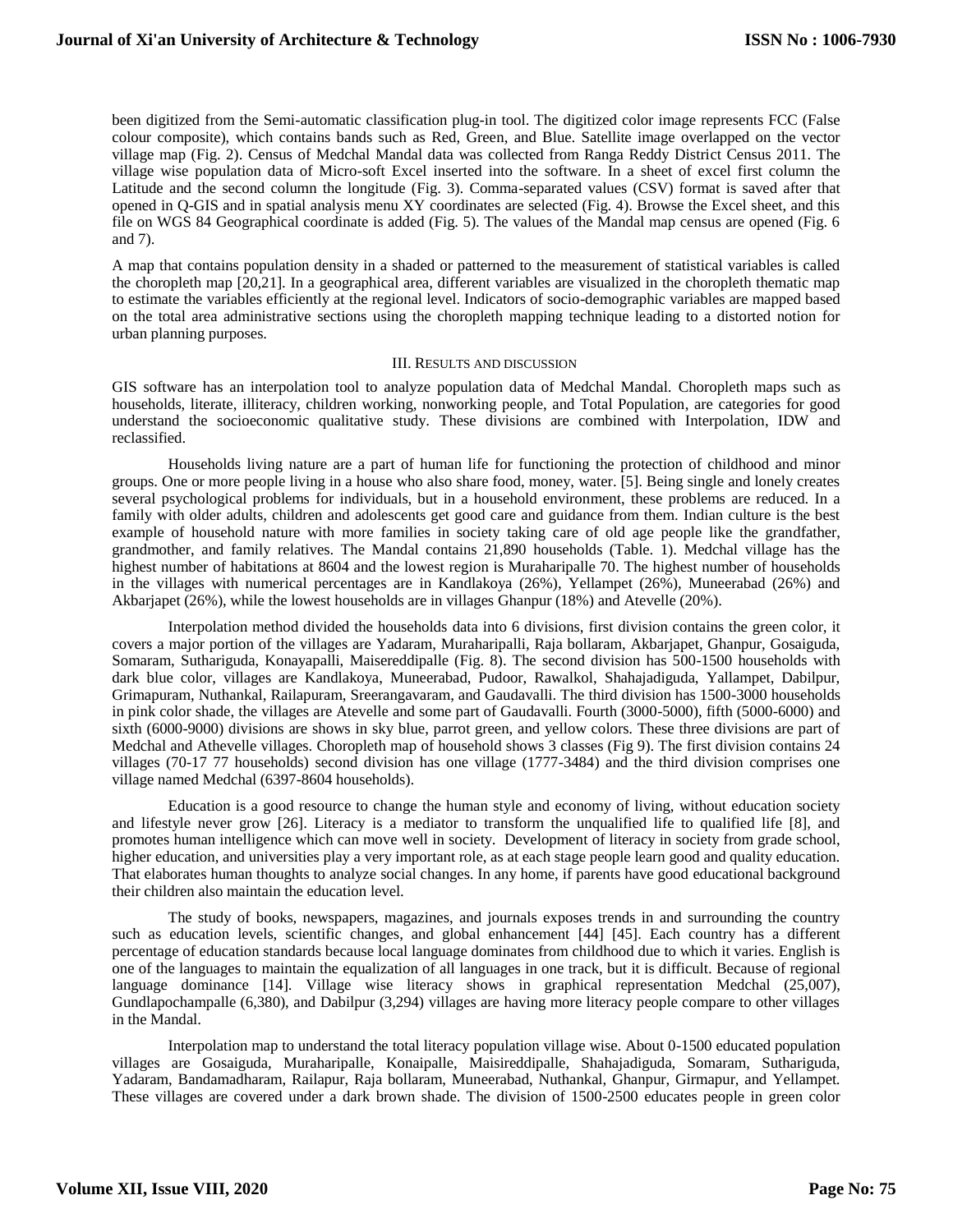been digitized from the Semi-automatic classification plug-in tool. The digitized color image represents FCC (False colour composite), which contains bands such as Red, Green, and Blue. Satellite image overlapped on the vector village map (Fig. 2). Census of Medchal Mandal data was collected from Ranga Reddy District Census 2011. The village wise population data of Micro-soft Excel inserted into the software. In a sheet of excel first column the Latitude and the second column the longitude (Fig. 3). Comma-separated values (CSV) format is saved after that opened in Q-GIS and in spatial analysis menu XY coordinates are selected (Fig. 4). Browse the Excel sheet, and this file on WGS 84 Geographical coordinate is added (Fig. 5). The values of the Mandal map census are opened (Fig. 6 and 7).

A map that contains population density in a shaded or patterned to the measurement of statistical variables is called the choropleth map [20,21]. In a geographical area, different variables are visualized in the choropleth thematic map to estimate the variables efficiently at the regional level. Indicators of socio-demographic variables are mapped based on the total area administrative sections using the choropleth mapping technique leading to a distorted notion for urban planning purposes.

## III. Results and discussion

GIS software has an interpolation tool to analyze population data of Medchal Mandal. Choropleth maps such as households, literate, illiteracy, children working, nonworking people, and Total Population, are categories for good understand the socioeconomic qualitative study. These divisions are combined with Interpolation, IDW and reclassified.

Households living nature are a part of human life for functioning the protection of childhood and minor groups. One or more people living in a house who also share food, money, water. [5]. Being single and lonely creates several psychological problems for individuals, but in a household environment, these problems are reduced. In a family with older adults, children and adolescents get good care and guidance from them. Indian culture is the best example of household nature with more families in society taking care of old age people like the grandfather, grandmother, and family relatives. The Mandal contains 21,890 households (Table. 1). Medchal village has the highest number of habitations at 8604 and the lowest region is Muraharipalle 70. The highest number of households in the villages with numerical percentages are in Kandlakoya (26%), Yellampet (26%), Muneerabad (26%) and Akbarjapet (26%), while the lowest households are in villages Ghanpur (18%) and Atevelle (20%).

Interpolation method divided the households data into 6 divisions, first division contains the green color, it covers a major portion of the villages are Yadaram, Muraharipalli, Raja bollaram, Akbarjapet, Ghanpur, Gosaiguda, Somaram, Suthariguda, Konayapalli, Maisereddipalle (Fig. 8). The second division has 500-1500 households with dark blue color, villages are Kandlakoya, Muneerabad, Pudoor, Rawalkol, Shahajadiguda, Yallampet, Dabilpur, Grimapuram, Nuthankal, Railapuram, Sreerangavaram, and Gaudavalli. The third division has 1500-3000 households in pink color shade, the villages are Atevelle and some part of Gaudavalli. Fourth (3000-5000), fifth (5000-6000) and sixth (6000-9000) divisions are shows in sky blue, parrot green, and yellow colors. These three divisions are part of Medchal and Athevelle villages. Choropleth map of household shows 3 classes (Fig 9). The first division contains 24 villages (70-17 77 households) second division has one village (1777-3484) and the third division comprises one village named Medchal (6397-8604 households).

Education is a good resource to change the human style and economy of living, without education society and lifestyle never grow [26]. Literacy is a mediator to transform the unqualified life to qualified life [8], and promotes human intelligence which can move well in society. Development of literacy in society from grade school, higher education, and universities play a very important role, as at each stage people learn good and quality education. That elaborates human thoughts to analyze social changes. In any home, if parents have good educational background their children also maintain the education level.

The study of books, newspapers, magazines, and journals exposes trends in and surrounding the country such as education levels, scientific changes, and global enhancement [44] [45]. Each country has a different percentage of education standards because local language dominates from childhood due to which it varies. English is one of the languages to maintain the equalization of all languages in one track, but it is difficult. Because of regional language dominance [14]. Village wise literacy shows in graphical representation Medchal (25,007), Gundlapochampalle (6,380), and Dabilpur (3,294) villages are having more literacy people compare to other villages in the Mandal.

Interpolation map to understand the total literacy population village wise. About 0-1500 educated population villages are Gosaiguda, Muraharipalle, Konaipalle, Maisireddipalle, Shahajadiguda, Somaram, Suthariguda, Yadaram, Bandamadharam, Railapur, Raja bollaram, Muneerabad, Nuthankal, Ghanpur, Girmapur, and Yellampet. These villages are covered under a dark brown shade. The division of 1500-2500 educates people in green color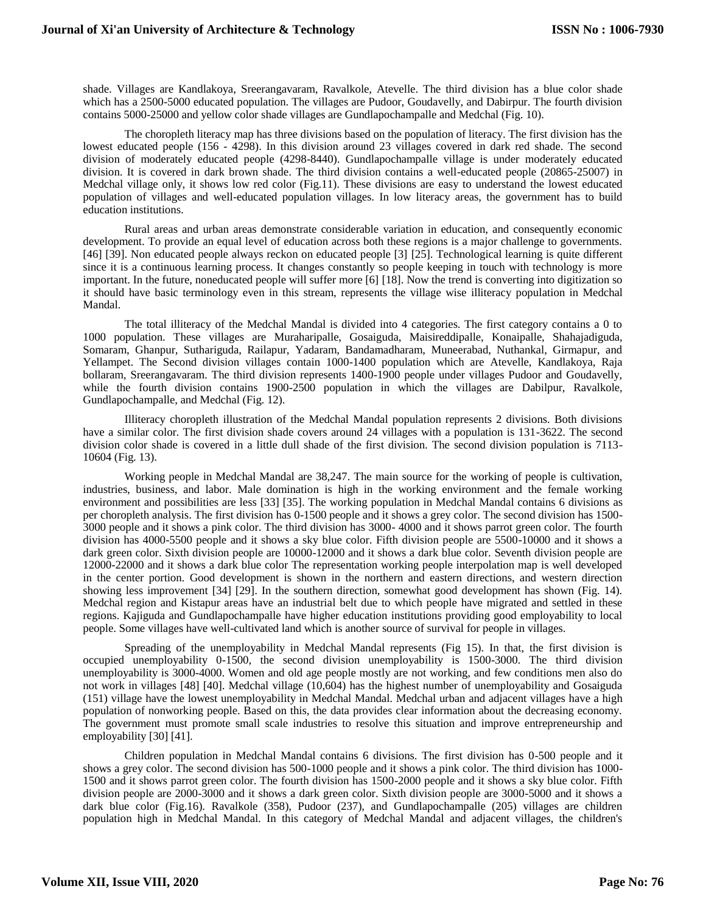shade. Villages are Kandlakoya, Sreerangavaram, Ravalkole, Atevelle. The third division has a blue color shade which has a 2500-5000 educated population. The villages are Pudoor, Goudavelly, and Dabirpur. The fourth division contains 5000-25000 and yellow color shade villages are Gundlapochampalle and Medchal (Fig. 10).

The choropleth literacy map has three divisions based on the population of literacy. The first division has the lowest educated people (156 - 4298). In this division around 23 villages covered in dark red shade. The second division of moderately educated people (4298-8440). Gundlapochampalle village is under moderately educated division. It is covered in dark brown shade. The third division contains a well-educated people (20865-25007) in Medchal village only, it shows low red color (Fig.11). These divisions are easy to understand the lowest educated population of villages and well-educated population villages. In low literacy areas, the government has to build education institutions.

Rural areas and urban areas demonstrate considerable variation in education, and consequently economic development. To provide an equal level of education across both these regions is a major challenge to governments. [46] [39]. Non educated people always reckon on educated people [3] [25]. Technological learning is quite different since it is a continuous learning process. It changes constantly so people keeping in touch with technology is more important. In the future, noneducated people will suffer more [6] [18]. Now the trend is converting into digitization so it should have basic terminology even in this stream, represents the village wise illiteracy population in Medchal Mandal.

The total illiteracy of the Medchal Mandal is divided into 4 categories. The first category contains a 0 to 1000 population. These villages are Muraharipalle, Gosaiguda, Maisireddipalle, Konaipalle, Shahajadiguda, Somaram, Ghanpur, Suthariguda, Railapur, Yadaram, Bandamadharam, Muneerabad, Nuthankal, Girmapur, and Yellampet. The Second division villages contain 1000-1400 population which are Atevelle, Kandlakoya, Raja bollaram, Sreerangavaram. The third division represents 1400-1900 people under villages Pudoor and Goudavelly, while the fourth division contains 1900-2500 population in which the villages are Dabilpur, Ravalkole, Gundlapochampalle, and Medchal (Fig. 12).

Illiteracy choropleth illustration of the Medchal Mandal population represents 2 divisions. Both divisions have a similar color. The first division shade covers around 24 villages with a population is 131-3622. The second division color shade is covered in a little dull shade of the first division. The second division population is 7113-10604 (Fig. 13).

Working people in Medchal Mandal are 38,247. The main source for the working of people is cultivation, industries, business, and labor. Male domination is high in the working environment and the female working environment and possibilities are less [33] [35]. The working population in Medchal Mandal contains 6 divisions as per choropleth analysis. The first division has 0-1500 people and it shows a grey color. The second division has 1500-3000 people and it shows a pink color. The third division has 3000- 4000 and it shows parrot green color. The fourth division has 4000-5500 people and it shows a sky blue color. Fifth division people are 5500-10000 and it shows a dark green color. Sixth division people are 10000-12000 and it shows a dark blue color. Seventh division people are 12000-22000 and it shows a dark blue color The representation working people interpolation map is well developed in the center portion. Good development is shown in the northern and eastern directions, and western direction showing less improvement [34] [29]. In the southern direction, somewhat good development has shown (Fig. 14). Medchal region and Kistapur areas have an industrial belt due to which people have migrated and settled in these regions. Kajiguda and Gundlapochampalle have higher education institutions providing good employability to local people. Some villages have well-cultivated land which is another source of survival for people in villages.

Spreading of the unemployability in Medchal Mandal represents (Fig 15). In that, the first division is occupied unemployability 0-1500, the second division unemployability is 1500-3000. The third division unemployability is 3000-4000. Women and old age people mostly are not working, and few conditions men also do not work in villages [48] [40]. Medchal village (10,604) has the highest number of unemployability and Gosaiguda (151) village have the lowest unemployability in Medchal Mandal. Medchal urban and adjacent villages have a high population of nonworking people. Based on this, the data provides clear information about the decreasing economy. The government must promote small scale industries to resolve this situation and improve entrepreneurship and employability [30] [41].

Children population in Medchal Mandal contains 6 divisions. The first division has 0-500 people and it shows a grey color. The second division has 500-1000 people and it shows a pink color. The third division has 1000-1500 and it shows parrot green color. The fourth division has 1500-2000 people and it shows a sky blue color. Fifth division people are 2000-3000 and it shows a dark green color. Sixth division people are 3000-5000 and it shows a dark blue color (Fig.16). Ravalkole (358), Pudoor (237), and Gundlapochampalle (205) villages are children population high in Medchal Mandal. In this category of Medchal Mandal and adjacent villages, the children's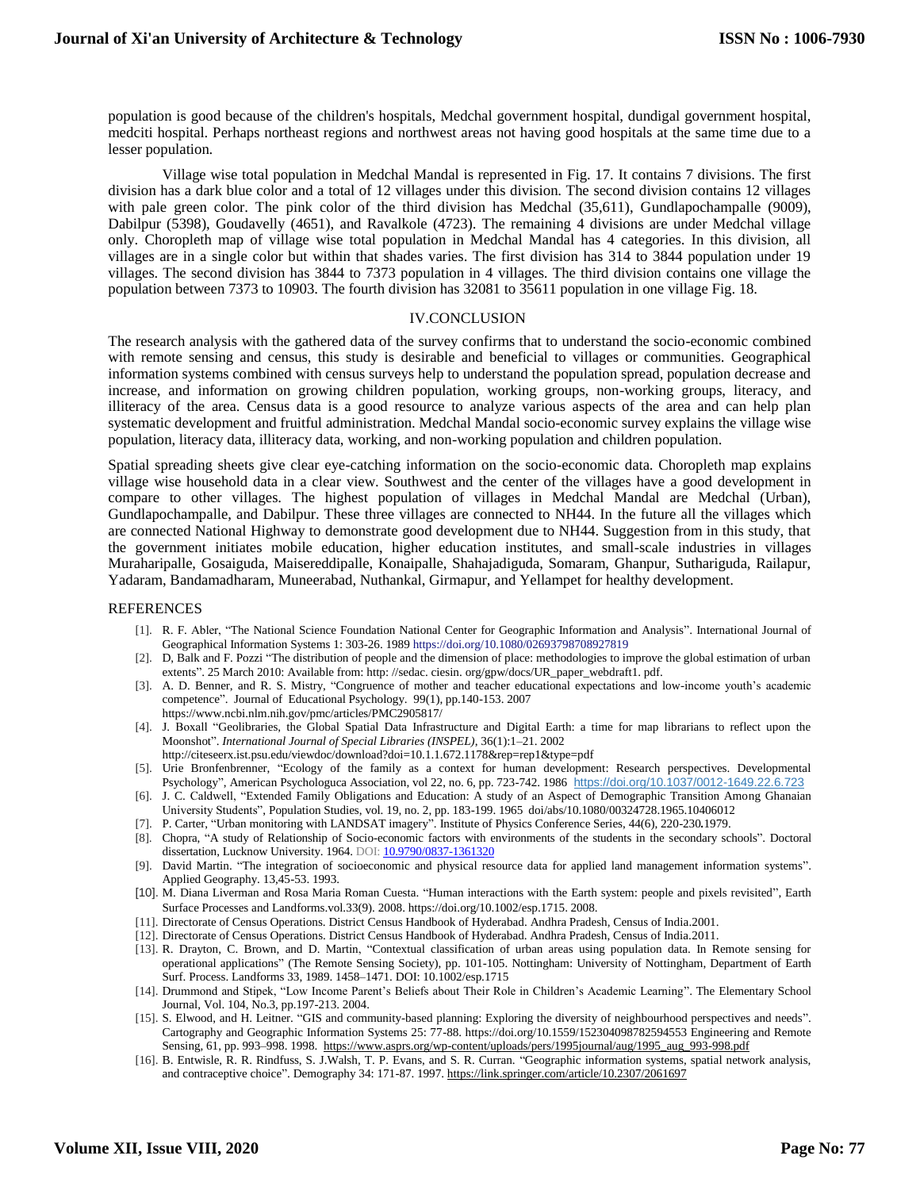population is good because of the children's hospitals, Medchal government hospital, dundigal government hospital, medciti hospital. Perhaps northeast regions and northwest areas not having good hospitals at the same time due to a lesser population.

Village wise total population in Medchal Mandal is represented in Fig. 17. It contains 7 divisions. The first division has a dark blue color and a total of 12 villages under this division. The second division contains 12 villages with pale green color. The pink color of the third division has Medchal (35,611), Gundlapochampalle (9009), Dabilpur (5398), Goudavelly (4651), and Ravalkole (4723). The remaining 4 divisions are under Medchal village only. Choropleth map of village wise total population in Medchal Mandal has 4 categories. In this division, all villages are in a single color but within that shades varies. The first division has 314 to 3844 population under 19 villages. The second division has 3844 to 7373 population in 4 villages. The third division contains one village the population between 7373 to 10903. The fourth division has 32081 to 35611 population in one village Fig. 18.

## IV.CONCLUSION

The research analysis with the gathered data of the survey confirms that to understand the socio-economic combined with remote sensing and census, this study is desirable and beneficial to villages or communities. Geographical information systems combined with census surveys help to understand the population spread, population decrease and increase, and information on growing children population, working groups, non-working groups, literacy, and illiteracy of the area. Census data is a good resource to analyze various aspects of the area and can help plan systematic development and fruitful administration. Medchal Mandal socio-economic survey explains the village wise population, literacy data, illiteracy data, working, and non-working population and children population.

Spatial spreading sheets give clear eye-catching information on the socio-economic data. Choropleth map explains village wise household data in a clear view. Southwest and the center of the villages have a good development in compare to other villages. The highest population of villages in Medchal Mandal are Medchal (Urban), Gundlapochampalle, and Dabilpur. These three villages are connected to NH44. In the future all the villages which are connected National Highway to demonstrate good development due to NH44. Suggestion from in this study, that the government initiates mobile education, higher education institutes, and small-scale industries in villages Muraharipalle, Gosaiguda, Maisereddipalle, Konaipalle, Shahajadiguda, Somaram, Ghanpur, Suthariguda, Railapur, Yadaram, Bandamadharam, Muneerabad, Nuthankal, Girmapur, and Yellampet for healthy development.

## REFERENCES

[1]. R. F. Abler, "The National Science Foundation National Center for Geographic Information and Analysis". International Journal of Geographical Information Systems 1: 303-26. 1989 https://doi.org/10.1080/02693798708927819

[2]. D, Balk and F. Pozzi "The distribution of people and the dimension of place: methodologies to improve the global estimation of urban extents". 25 March 2010: Available from: http: //sedac. ciesin. org/gpw/docs/UR_paper_webdraft1. pdf.

[3]. A. D. Benner, and R. S. Mistry, "Congruence of mother and teacher educational expectations and low-income youth's academic competence". Journal of Educational Psychology. 99(1), pp.140-153. 2007 https://www.ncbi.nlm.nih.gov/pmc/articles/PMC2905817/

[4]. J. Boxall "Geolibraries, the Global Spatial Data Infrastructure and Digital Earth: a time for map librarians to reflect upon the Moonshot". *International Journal of Special Libraries (INSPEL)*, 36(1):1–21. 2002 http://citeseerx.ist.psu.edu/viewdoc/download?doi=10.1.1.672.1178&rep=rep1&type=pdf

[5]. Urie Bronfenbrenner, "Ecology of the family as a context for human development: Research perspectives. Developmental Psychology", American Psychologuca Association, vol 22, no. 6, pp. 723-742. 1986 https://doi.org/10.1037/0012-1649.22.6.723

[6]. J. C. Caldwell, "Extended Family Obligations and Education: A study of an Aspect of Demographic Transition Among Ghanaian University Students", Population Studies, vol. 19, no. 2, pp. 183-199. 1965 doi/abs/10.1080/00324728.1965.10406012

[7]. P. Carter, "Urban monitoring with LANDSAT imagery". Institute of Physics Conference Series, 44(6), 220-230**.**1979.

[8]. Chopra, "A study of Relationship of Socio-economic factors with environments of the students in the secondary schools". Doctoral dissertation, Lucknow University. 1964. DOI: 10.9790/0837-1361320

[9]. David Martin. "The integration of socioeconomic and physical resource data for applied land management information systems". Applied Geography. 13,45-53. 1993.

[10]. M. Diana Liverman and Rosa Maria Roman Cuesta. "Human interactions with the Earth system: people and pixels revisited", Earth Surface Processes and Landforms.vol.33(9). 2008. https://doi.org/10.1002/esp.1715. 2008.

[11]. Directorate of Census Operations. District Census Handbook of Hyderabad. Andhra Pradesh, Census of India.2001.

[12]. Directorate of Census Operations. District Census Handbook of Hyderabad. Andhra Pradesh, Census of India.2011.

[13]. R. Drayton, C. Brown, and D. Martin, "Contextual classification of urban areas using population data. In Remote sensing for operational applications" (The Remote Sensing Society), pp. 101-105. Nottingham: University of Nottingham, Department of Earth Surf. Process. Landforms 33, 1989. 1458–1471. DOI: 10.1002/esp.1715

[14]. Drummond and Stipek, "Low Income Parent's Beliefs about Their Role in Children's Academic Learning". The Elementary School Journal, Vol. 104, No.3, pp.197-213. 2004.

[15]. S. Elwood, and H. Leitner. "GIS and community-based planning: Exploring the diversity of neighbourhood perspectives and needs". Cartography and Geographic Information Systems 25: 77-88. https://doi.org/10.1559/152304098782594553 Engineering and Remote Sensing, 61, pp. 993–998. 1998. https://www.asprs.org/wp-content/uploads/pers/1995journal/aug/1995_aug_993-998.pdf

[16]. B. Entwisle, R. R. Rindfuss, S. J.Walsh, T. P. Evans, and S. R. Curran. "Geographic information systems, spatial network analysis, and contraceptive choice". Demography 34: 171-87. 1997. https://link.springer.com/article/10.2307/2061697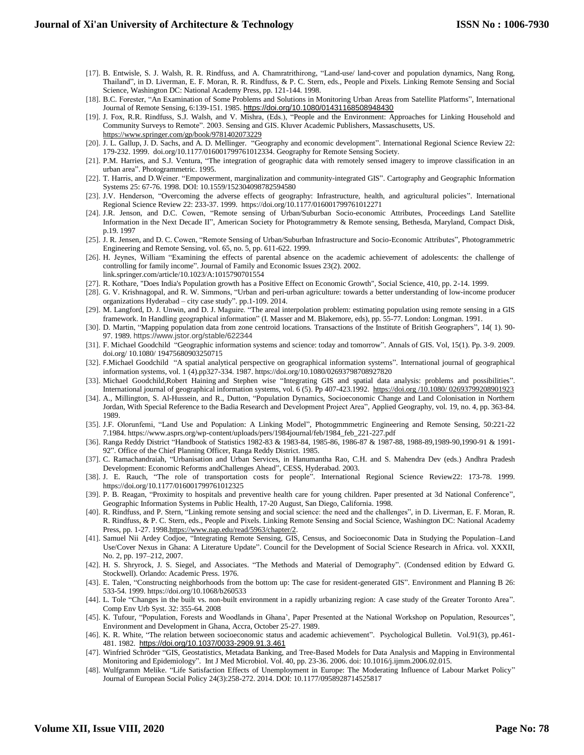[17]. B. Entwisle, S. J. Walsh, R. R. Rindfuss, and A. Chamratrithirong, "Land-use/ land-cover and population dynamics, Nang Rong, Thailand", in D. Liverman, E. F. Moran, R. R. Rindfuss, & P. C. Stern, eds., People and Pixels. Linking Remote Sensing and Social Science, Washington DC: National Academy Press, pp. 121-144. 1998.

[18]. B.C. Forester, "An Examination of Some Problems and Solutions in Monitoring Urban Areas from Satellite Platforms", International Journal of Remote Sensing, 6:139-151. 1985. https://doi.org/10.1080/01431168508948430

[19]. J. Fox, R.R. Rindfuss, S.J. Walsh, and V. Mishra, (Eds.), "People and the Environment: Approaches for Linking Household and Community Surveys to Remote". 2003. Sensing and GIS. Kluver Academic Publishers, Massaschusetts, US. https://www.springer.com/gp/book/9781402073229

[20]. J. L. Gallup, J. D. Sachs, and A. D. Mellinger. "Geography and economic development". International Regional Science Review 22: 179-232. 1999. doi.org/10.1177/016001799761012334. Geography for Remote Sensing Society.

[21]. P.M. Harries, and S.J. Ventura, "The integration of geographic data with remotely sensed imagery to improve classification in an urban area". Photogrammetric. 1995.

[22]. T. Harris, and D.Weiner. "Empowerment, marginalization and community-integrated GIS". Cartography and Geographic Information Systems 25: 67-76. 1998. DOI: 10.1559/152304098782594580

[23]. J.V. Henderson, "Overcoming the adverse effects of geography: Infrastructure, health, and agricultural policies". International Regional Science Review 22: 233-37. 1999. https://doi.org/10.1177/016001799761012271

[24]. J.R. Jenson, and D.C. Cowen, "Remote sensing of Urban/Suburban Socio-economic Attributes, Proceedings Land Satellite Information in the Next Decade II", American Society for Photogrammetry & Remote sensing, Bethesda, Maryland, Compact Disk, p.19. 1997

[25]. J. R. Jensen, and D. C. Cowen, "Remote Sensing of Urban/Suburban Infrastructure and Socio-Economic Attributes", Photogrammetric Engineering and Remote Sensing, vol. 65, no. 5, pp. 611-622. 1999.

[26]. H. Jeynes, William "Examining the effects of parental absence on the academic achievement of adolescents: the challenge of controlling for family income". Journal of Family and Economic Issues 23(2). 2002. link.springer.com/article/10.1023/A:1015790701554

[27]. R. Kothare, "Does India's Population growth has a Positive Effect on Economic Growth", Social Science, 410, pp. 2-14. 1999.

[28]. G. V. Krishnagopal, and R. W. Simmons, "Urban and peri-urban agriculture: towards a better understanding of low-income producer organizations Hyderabad – city case study". pp.1-109. 2014.

[29]. M. Langford, D. J. Unwin, and D. J. Maguire. "The areal interpolation problem: estimating population using remote sensing in a GIS framework. In Handling geographical information" (I. Masser and M. Blakemore, eds), pp. 55-77. London: Longman. 1991.

[30]. D. Martin, "Mapping population data from zone centroid locations. Transactions of the Institute of British Geographers", 14( 1). 90-97. 1989. https://www.jstor.org/stable/622344

[31]. F. Michael Goodchild "Geographic information systems and science: today and tomorrow". Annals of GIS. Vol, 15(1). Pp. 3-9. 2009. doi.org/ 10.1080/ 19475680903250715

[32]. F.Michael Goodchild "A spatial analytical perspective on geographical information systems". International journal of geographical information systems, vol. 1 (4).pp327-334. 1987. https://doi.org/10.1080/02693798708927820

[33]. Michael Goodchild,Robert Haining and Stephen wise "Integrating GIS and spatial data analysis: problems and possibilities". International journal of geographical information systems, vol. 6 (5). Pp 407-423.1992. https://doi.org /10.1080/ 02693799208901923

[34]. A., Millington, S. Al-Hussein, and R., Dutton, "Population Dynamics, Socioeconomic Change and Land Colonisation in Northern Jordan, With Special Reference to the Badia Research and Development Project Area", Applied Geography, vol. 19, no. 4, pp. 363-84. 1989.

[35]. J.F. Olorunfemi, "Land Use and Population: A Linking Model", Photogmmmetric Engineering and Remote Sensing, 50:221-22 7.1984. https://www.asprs.org/wp-content/uploads/pers/1984journal/feb/1984_feb_221-227.pdf

[36]. Ranga Reddy District "Handbook of Statistics 1982-83 & 1983-84, 1985-86, 1986-87 & 1987-88, 1988-89,1989-90,1990-91 & 1991-92". Office of the Chief Planning Officer, Ranga Reddy District. 1985.

[37]. C. Ramachandraiah, "Urbanisation and Urban Services, in Hanumantha Rao, C.H. and S. Mahendra Dev (eds.) Andhra Pradesh Development: Economic Reforms andChallenges Ahead", CESS, Hyderabad. 2003.

[38]. J. E. Rauch, "The role of transportation costs for people". International Regional Science Review22: 173-78. 1999. https://doi.org/10.1177/016001799761012325

[39]. P. B. Reagan, "Proximity to hospitals and preventive health care for young children. Paper presented at 3d National Conference", Geographic Information Systems in Public Health, 17-20 August, San Diego, California. 1998.

[40]. R. Rindfuss, and P. Stern, "Linking remote sensing and social science: the need and the challenges", in D. Liverman, E. F. Moran, R. R. Rindfuss, & P. C. Stern, eds., People and Pixels. Linking Remote Sensing and Social Science, Washington DC: National Academy Press, pp. 1-27. 1998.https://www.nap.edu/read/5963/chapter/2.

[41]. Samuel Nii Ardey Codjoe, "Integrating Remote Sensing, GIS, Census, and Socioeconomic Data in Studying the Population–Land Use/Cover Nexus in Ghana: A Literature Update". Council for the Development of Social Science Research in Africa. vol. XXXII, No. 2, pp. 197–212, 2007.

[42]. H. S. Shryrock, J. S. Siegel, and Associates. "The Methods and Material of Demography". (Condensed edition by Edward G. Stockwell). Orlando: Academic Press. 1976.

[43]. E. Talen, "Constructing neighborhoods from the bottom up: The case for resident-generated GIS". Environment and Planning B 26: 533-54. 1999. https://doi.org/10.1068/b260533

[44]. L. Tole "Changes in the built vs. non-built environment in a rapidly urbanizing region: A case study of the Greater Toronto Area". Comp Env Urb Syst. 32: 355-64. 2008

[45]. K. Tufour, "Population, Forests and Woodlands in Ghana', Paper Presented at the National Workshop on Population, Resources", Environment and Development in Ghana, Accra, October 25-27. 1989.

[46]. K. R. White, "The relation between socioeconomic status and academic achievement". Psychological Bulletin. Vol.91(3), pp.461-481. 1982. https://doi.org/10.1037/0033-2909.91.3.461

[47]. Winfried Schröder "GIS, Geostatistics, Metadata Banking, and Tree-Based Models for Data Analysis and Mapping in Environmental Monitoring and Epidemiology". Int J Med Microbiol. Vol. 40, pp. 23-36. 2006. doi: 10.1016/j.ijmm.2006.02.015.

[48]. Wulfgramm Melike. "Life Satisfaction Effects of Unemployment in Europe: The Moderating Influence of Labour Market Policy" Journal of European Social Policy 24(3):258-272. 2014. DOI: 10.1177/0958928714525817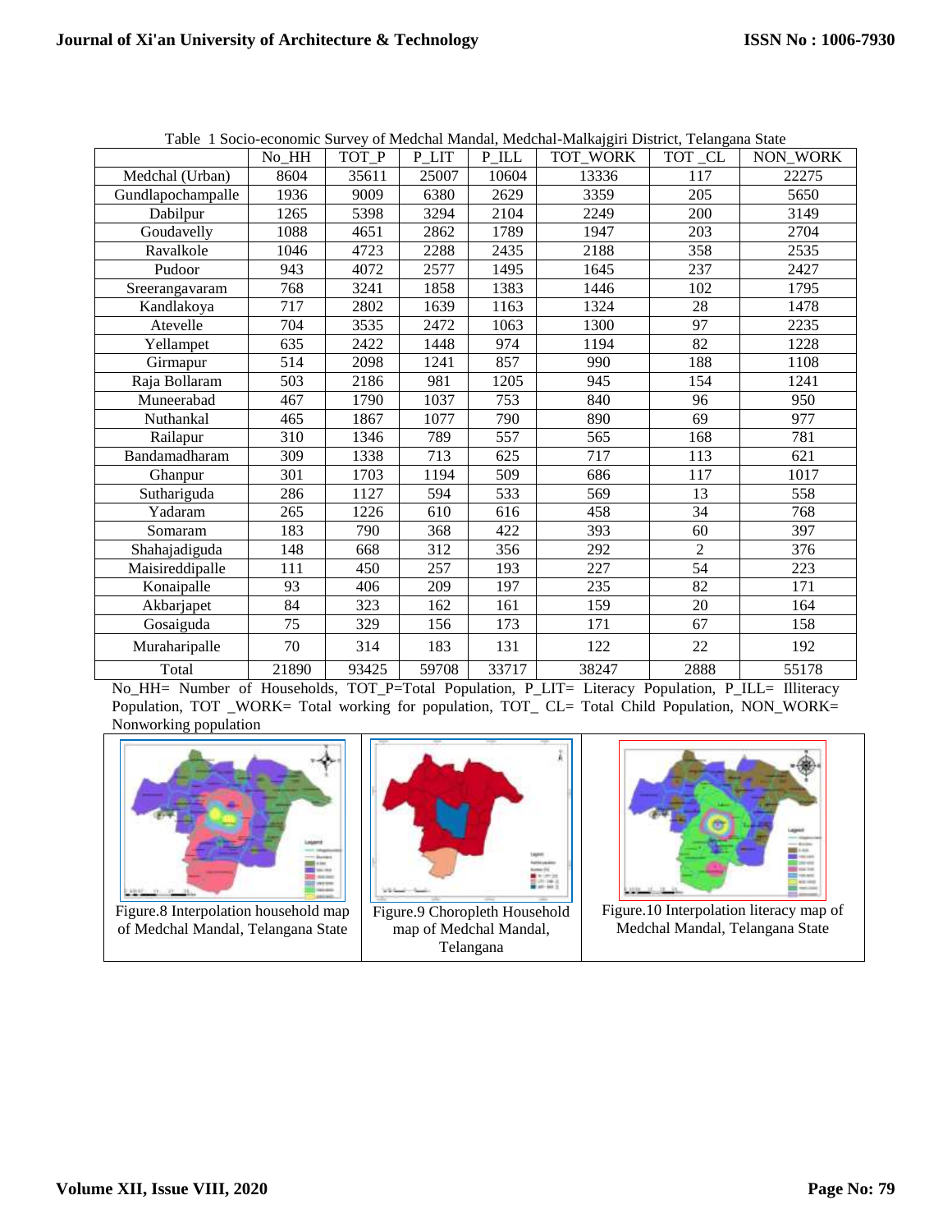Table 1 Socio-economic Survey of Medchal Mandal, Medchal-Malkajgiri District, Telangana State

| | No_HH | TOT_P | P_LIT | P_ILL | TOT_WORK | TOT _CL | NON_WORK |
|---|---|---|---|---|---|---|---|
| Medchal (Urban) | 8604 | 35611 | 25007 | 10604 | 13336 | 117 | 22275 |
| Gundlapochampalle | 1936 | 9009 | 6380 | 2629 | 3359 | 205 | 5650 |
| Dabilpur | 1265 | 5398 | 3294 | 2104 | 2249 | 200 | 3149 |
| Goudavelly | 1088 | 4651 | 2862 | 1789 | 1947 | 203 | 2704 |
| Ravalkole | 1046 | 4723 | 2288 | 2435 | 2188 | 358 | 2535 |
| Pudoor | 943 | 4072 | 2577 | 1495 | 1645 | 237 | 2427 |
| Sreerangavaram | 768 | 3241 | 1858 | 1383 | 1446 | 102 | 1795 |
| Kandlakoya | 717 | 2802 | 1639 | 1163 | 1324 | 28 | 1478 |
| Atevelle | 704 | 3535 | 2472 | 1063 | 1300 | 97 | 2235 |
| Yellampet | 635 | 2422 | 1448 | 974 | 1194 | 82 | 1228 |
| Girmapur | 514 | 2098 | 1241 | 857 | 990 | 188 | 1108 |
| Raja Bollaram | 503 | 2186 | 981 | 1205 | 945 | 154 | 1241 |
| Muneerabad | 467 | 1790 | 1037 | 753 | 840 | 96 | 950 |
| Nuthankal | 465 | 1867 | 1077 | 790 | 890 | 69 | 977 |
| Railapur | 310 | 1346 | 789 | 557 | 565 | 168 | 781 |
| Bandamadharam | 309 | 1338 | 713 | 625 | 717 | 113 | 621 |
| Ghanpur | 301 | 1703 | 1194 | 509 | 686 | 117 | 1017 |
| Suthariguda | 286 | 1127 | 594 | 533 | 569 | 13 | 558 |
| Yadaram | 265 | 1226 | 610 | 616 | 458 | 34 | 768 |
| Somaram | 183 | 790 | 368 | 422 | 393 | 60 | 397 |
| Shahajadiguda | 148 | 668 | 312 | 356 | 292 | 2 | 376 |
| Maisireddipalle | 111 | 450 | 257 | 193 | 227 | 54 | 223 |
| Konaipalle | 93 | 406 | 209 | 197 | 235 | 82 | 171 |
| Akbarjapet | 84 | 323 | 162 | 161 | 159 | 20 | 164 |
| Gosaiguda | 75 | 329 | 156 | 173 | 171 | 67 | 158 |
| Muraharipalle | 70 | 314 | 183 | 131 | 122 | 22 | 192 |
| Total | 21890 | 93425 | 59708 | 33717 | 38247 | 2888 | 55178 |

No_HH= Number of Households, TOT_P=Total Population, P_LIT= Literacy Population, P_ILL= Illiteracy Population, TOT _WORK= Total working for population, TOT_ CL= Total Child Population, NON_WORK= Nonworking population

Figure.8 Interpolation household map of Medchal Mandal, Telangana State

Figure.9 Choropleth Household map of Medchal Mandal, Telangana

Figure.10 Interpolation literacy map of Medchal Mandal, Telangana State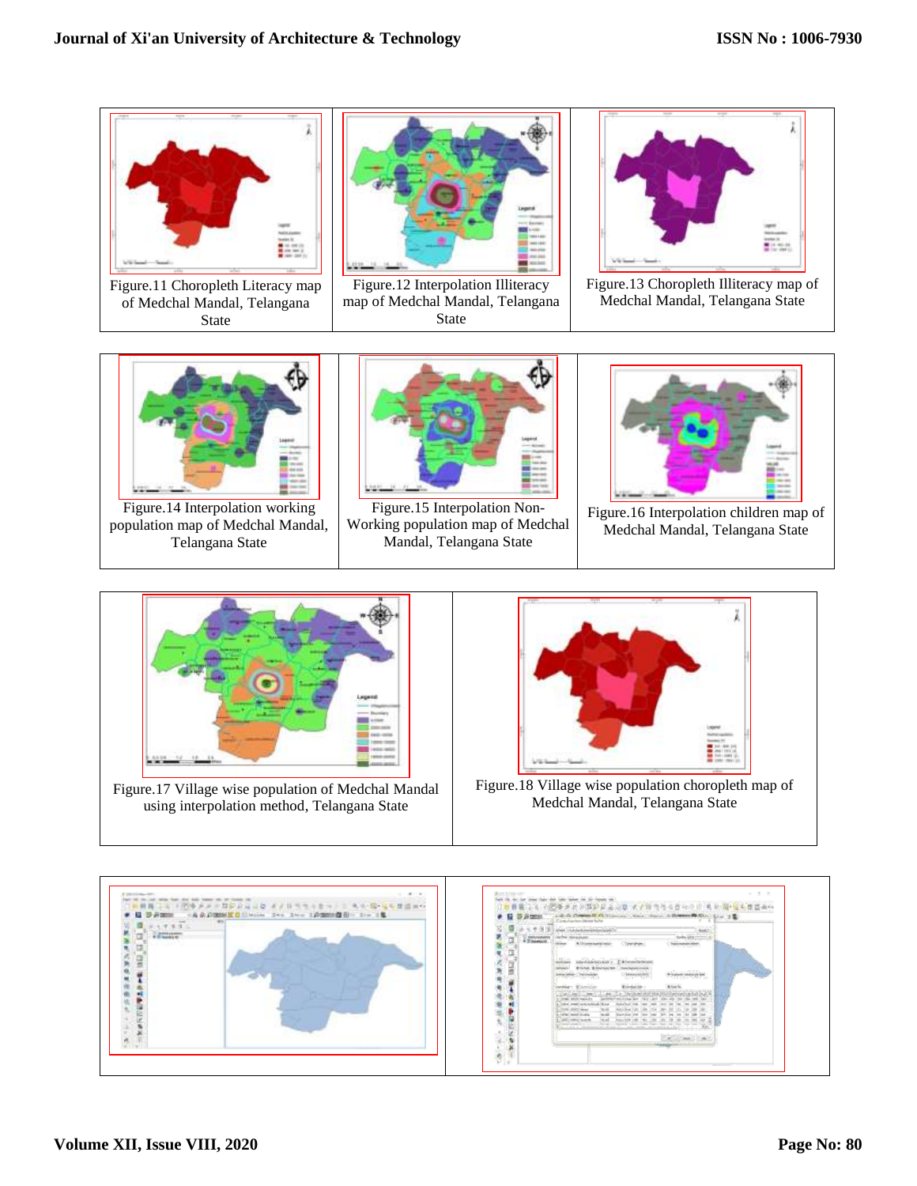Figure.11 Choropleth Literacy map of Medchal Mandal, Telangana State

Figure.12 Interpolation Illiteracy map of Medchal Mandal, Telangana State

Figure.13 Choropleth Illiteracy map of Medchal Mandal, Telangana State

Figure.14 Interpolation working population map of Medchal Mandal, Telangana State

Figure.15 Interpolation Non-Working population map of Medchal Mandal, Telangana State

Figure.16 Interpolation children map of Medchal Mandal, Telangana State

Figure.17 Village wise population of Medchal Mandal using interpolation method, Telangana State

Figure.18 Village wise population choropleth map of Medchal Mandal, Telangana State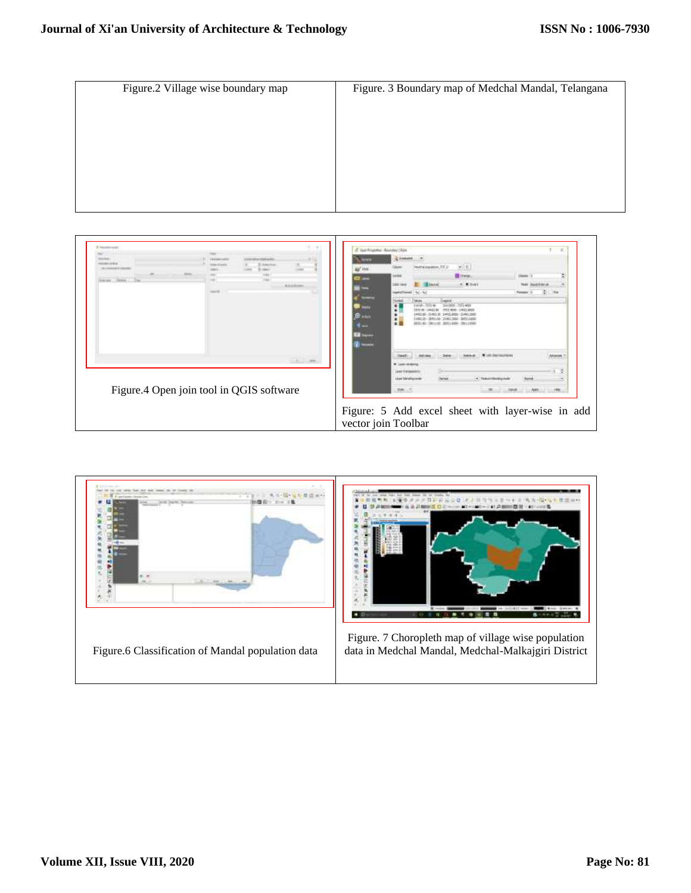Figure.2 Village wise boundary map

Figure. 3 Boundary map of Medchal Mandal, Telangana

Figure.4 Open join tool in QGIS software

Figure: 5 Add excel sheet with layer-wise in add vector join Toolbar

Figure.6 Classification of Mandal population data

Figure. 7 Choropleth map of village wise population data in Medchal Mandal, Medchal-Malkajgiri District